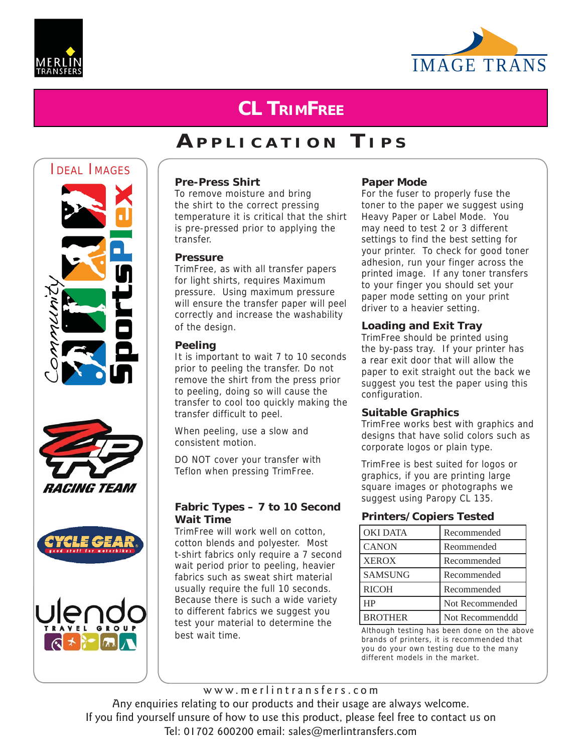MERLIN TRANSFERS

IMAGE TRANS

# CL TrimFree

## Application Tips

Ideal Images

Community SportsPlex

Zip Ty Racing Team

Cycle Gear

ulendo travel group

### Pre-Press Shirt

To remove moisture and bring the shirt to the correct pressing temperature it is critical that the shirt is pre-pressed prior to applying the transfer.

### Pressure

TrimFree, as with all transfer papers for light shirts, requires Maximum pressure. Using maximum pressure will ensure the transfer paper will peel correctly and increase the washability of the design.

### Peeling

It is important to wait 7 to 10 seconds prior to peeling the transfer. Do not remove the shirt from the press prior to peeling, doing so will cause the transfer to cool too quickly making the transfer difficult to peel.

When peeling, use a slow and consistent motion.

DO NOT cover your transfer with Teflon when pressing TrimFree.

### Fabric Types – 7 to 10 Second Wait Time

TrimFree will work well on cotton, cotton blends and polyester. Most t-shirt fabrics only require a 7 second wait period prior to peeling, heavier fabrics such as sweat shirt material usually require the full 10 seconds. Because there is such a wide variety to different fabrics we suggest you test your material to determine the best wait time.

### Paper Mode

For the fuser to properly fuse the toner to the paper we suggest using Heavy Paper or Label Mode. You may need to test 2 or 3 different settings to find the best setting for your printer. To check for good toner adhesion, run your finger across the printed image. If any toner transfers to your finger you should set your paper mode setting on your print driver to a heavier setting.

### Loading and Exit Tray

TrimFree should be printed using the by-pass tray. If your printer has a rear exit door that will allow the paper to exit straight out the back we suggest you test the paper using this configuration.

### Suitable Graphics

TrimFree works best with graphics and designs that have solid colors such as corporate logos or plain type.

TrimFree is best suited for logos or graphics, if you are printing large square images or photographs we suggest using Paropy CL 135.

### Printers/Copiers Tested

| | |
|---|---|
| OKI DATA | Recommended |
| CANON | Reommended |
| XEROX | Recommended |
| SAMSUNG | Recommended |
| RICOH | Recommended |
| HP | Not Recommended |
| BROTHER | Not Recommendddd |

Although testing has been done on the above brands of printers, it is recommended that you do your own testing due to the many different models in the market.

www.merlintransfers.com

Any enquiries relating to our products and their usage are always welcome.
If you find yourself unsure of how to use this product, please feel free to contact us on
Tel: 01702 600200 email: sales@merlintransfers.com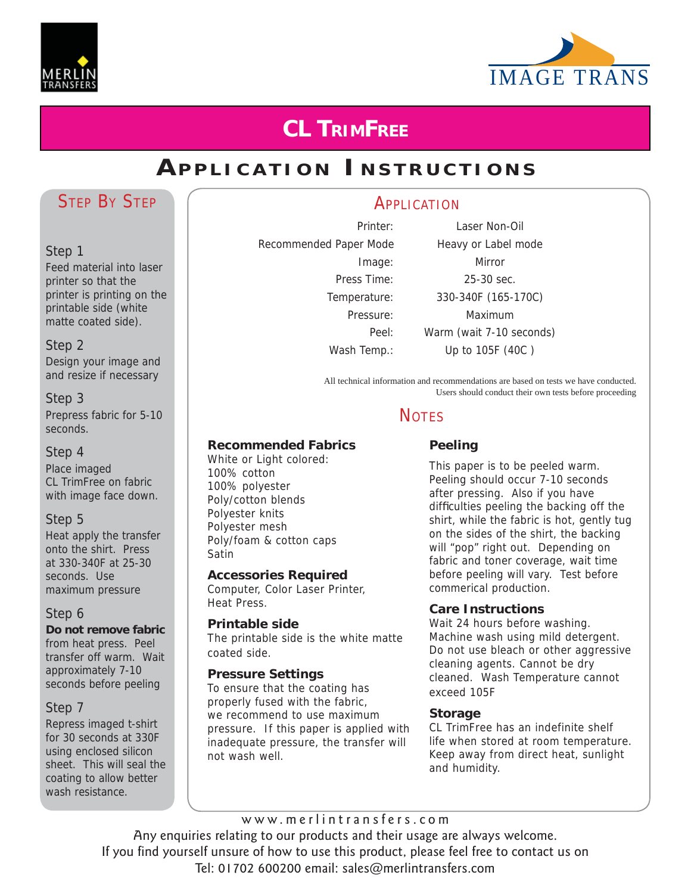MERLIN TRANSFERS

IMAGE TRANS

# CL TrimFree

## Application Instructions

### Step By Step

**Step 1**

Feed material into laser printer so that the printer is printing on the printable side (white matte coated side).

**Step 2**

Design your image and and resize if necessary

**Step 3**

Prepress fabric for 5-10 seconds.

**Step 4**

Place imaged CL TrimFree on fabric with image face down.

**Step 5**

Heat apply the transfer onto the shirt. Press at 330-340F at 25-30 seconds. Use maximum pressure

**Step 6**

**Do not remove fabric** from heat press. Peel transfer off warm. Wait approximately 7-10 seconds before peeling

**Step 7**

Repress imaged t-shirt for 30 seconds at 330F using enclosed silicon sheet. This will seal the coating to allow better wash resistance.

### Application

| | |
|---|---|
| Printer: | Laser Non-Oil |
| Recommended Paper Mode | Heavy or Label mode |
| Image: | Mirror |
| Press Time: | 25-30 sec. |
| Temperature: | 330-340F (165-170C) |
| Pressure: | Maximum |
| Peel: | Warm (wait 7-10 seconds) |
| Wash Temp.: | Up to 105F (40C ) |

All technical information and recommendations are based on tests we have conducted. Users should conduct their own tests before proceeding

### Notes

**Recommended Fabrics**

White or Light colored:
100% cotton
100% polyester
Poly/cotton blends
Polyester knits
Polyester mesh
Poly/foam & cotton caps
Satin

**Accessories Required**

Computer, Color Laser Printer, Heat Press.

**Printable side**

The printable side is the white matte coated side.

**Pressure Settings**

To ensure that the coating has properly fused with the fabric, we recommend to use maximum pressure. If this paper is applied with inadequate pressure, the transfer will not wash well.

**Peeling**

This paper is to be peeled warm. Peeling should occur 7-10 seconds after pressing. Also if you have difficulties peeling the backing off the shirt, while the fabric is hot, gently tug on the sides of the shirt, the backing will "pop" right out. Depending on fabric and toner coverage, wait time before peeling will vary. Test before commerical production.

**Care Instructions**

Wait 24 hours before washing. Machine wash using mild detergent. Do not use bleach or other aggressive cleaning agents. Cannot be dry cleaned. Wash Temperature cannot exceed 105F

**Storage**

CL TrimFree has an indefinite shelf life when stored at room temperature. Keep away from direct heat, sunlight and humidity.

www.merlintransfers.com

Any enquiries relating to our products and their usage are always welcome.
If you find yourself unsure of how to use this product, please feel free to contact us on
Tel: 01702 600200 email: sales@merlintransfers.com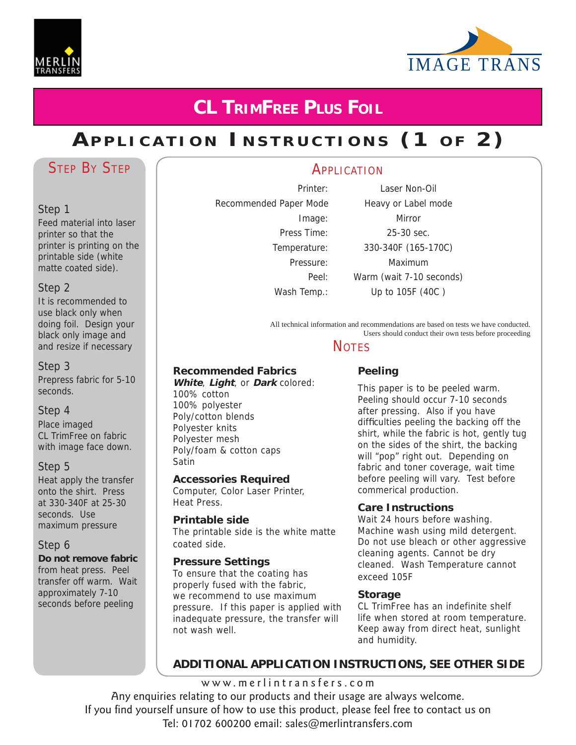MERLIN TRANSFERS

IMAGE TRANS

# CL TrimFree Plus Foil

## Application Instructions (1 of 2)

### Step By Step

**Step 1**
Feed material into laser printer so that the printer is printing on the printable side (white matte coated side).

**Step 2**
It is recommended to use black only when doing foil. Design your black only image and and resize if necessary

**Step 3**
Prepress fabric for 5-10 seconds.

**Step 4**
Place imaged CL TrimFree on fabric with image face down.

**Step 5**
Heat apply the transfer onto the shirt. Press at 330-340F at 25-30 seconds. Use maximum pressure

**Step 6**
**Do not remove fabric** from heat press. Peel transfer off warm. Wait approximately 7-10 seconds before peeling

### Application

| | |
|---|---|
| Printer: | Laser Non-Oil |
| Recommended Paper Mode | Heavy or Label mode |
| Image: | Mirror |
| Press Time: | 25-30 sec. |
| Temperature: | 330-340F (165-170C) |
| Pressure: | Maximum |
| Peel: | Warm (wait 7-10 seconds) |
| Wash Temp.: | Up to 105F (40C ) |

All technical information and recommendations are based on tests we have conducted. Users should conduct their own tests before proceeding

### Notes

**Recommended Fabrics**
***White***, ***Light***, or ***Dark*** colored:
100% cotton
100% polyester
Poly/cotton blends
Polyester knits
Polyester mesh
Poly/foam & cotton caps
Satin

**Accessories Required**
Computer, Color Laser Printer, Heat Press.

**Printable side**
The printable side is the white matte coated side.

**Pressure Settings**
To ensure that the coating has properly fused with the fabric, we recommend to use maximum pressure. If this paper is applied with inadequate pressure, the transfer will not wash well.

**Peeling**
This paper is to be peeled warm. Peeling should occur 7-10 seconds after pressing. Also if you have difficulties peeling the backing off the shirt, while the fabric is hot, gently tug on the sides of the shirt, the backing will "pop" right out. Depending on fabric and toner coverage, wait time before peeling will vary. Test before commerical production.

**Care Instructions**
Wait 24 hours before washing. Machine wash using mild detergent. Do not use bleach or other aggressive cleaning agents. Cannot be dry cleaned. Wash Temperature cannot exceed 105F

**Storage**
CL TrimFree has an indefinite shelf life when stored at room temperature. Keep away from direct heat, sunlight and humidity.

**ADDITIONAL APPLICATION INSTRUCTIONS, SEE OTHER SIDE**

www.merlintransfers.com

Any enquiries relating to our products and their usage are always welcome.
If you find yourself unsure of how to use this product, please feel free to contact us on
Tel: 01702 600200 email: sales@merlintransfers.com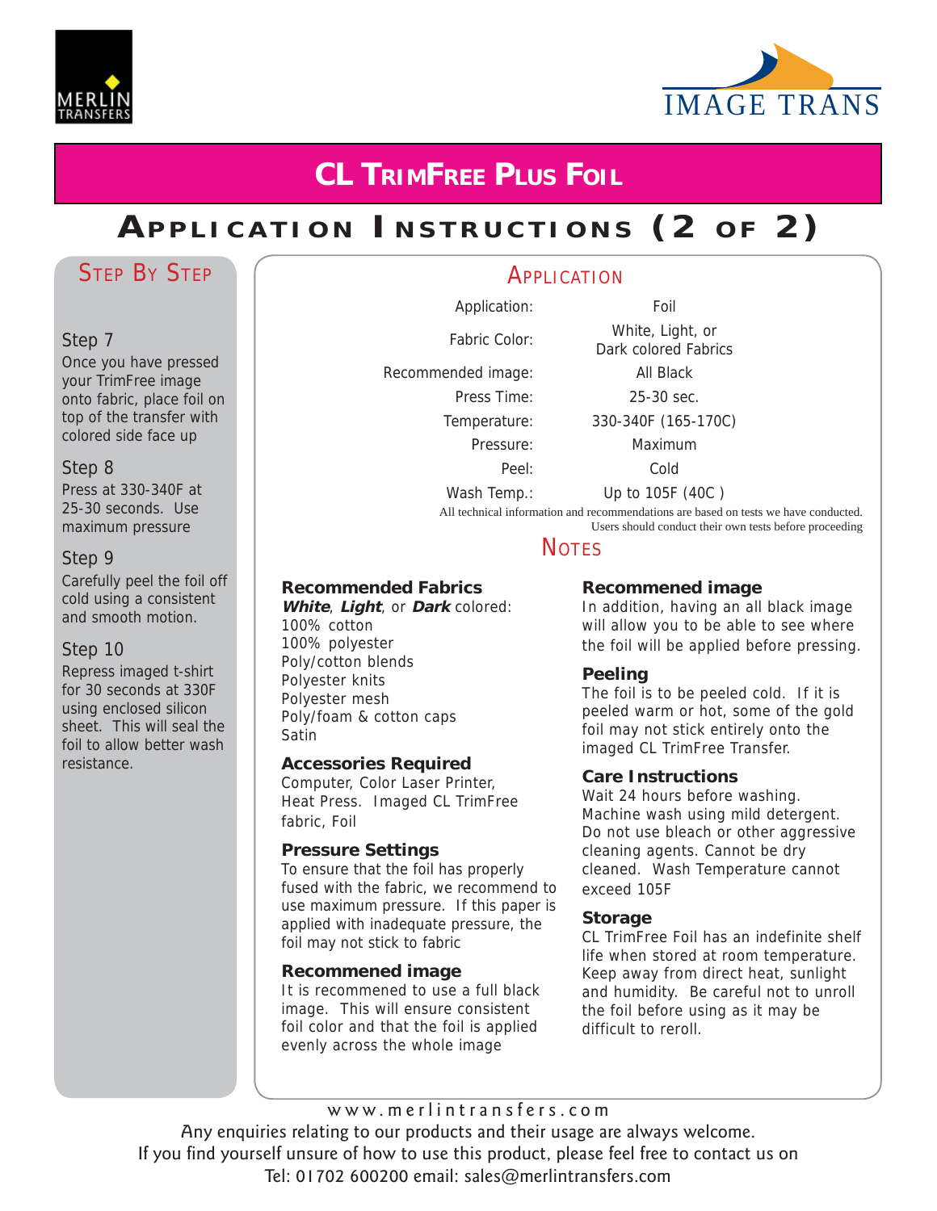# CL TrimFree Plus Foil

## Application Instructions (2 of 2)

### Step By Step

**Step 7**
Once you have pressed your TrimFree image onto fabric, place foil on top of the transfer with colored side face up

**Step 8**
Press at 330-340F at 25-30 seconds. Use maximum pressure

**Step 9**
Carefully peel the foil off cold using a consistent and smooth motion.

**Step 10**
Repress imaged t-shirt for 30 seconds at 330F using enclosed silicon sheet. This will seal the foil to allow better wash resistance.

### Application

| | |
|---|---|
| Application: | Foil |
| Fabric Color: | White, Light, or Dark colored Fabrics |
| Recommended image: | All Black |
| Press Time: | 25-30 sec. |
| Temperature: | 330-340F (165-170C) |
| Pressure: | Maximum |
| Peel: | Cold |
| Wash Temp.: | Up to 105F (40C ) |

All technical information and recommendations are based on tests we have conducted. Users should conduct their own tests before proceeding

### Notes

**Recommended Fabrics**
***White***, ***Light***, or ***Dark*** colored:
100% cotton
100% polyester
Poly/cotton blends
Polyester knits
Polyester mesh
Poly/foam & cotton caps
Satin

**Accessories Required**
Computer, Color Laser Printer, Heat Press. Imaged CL TrimFree fabric, Foil

**Pressure Settings**
To ensure that the foil has properly fused with the fabric, we recommend to use maximum pressure. If this paper is applied with inadequate pressure, the foil may not stick to fabric

**Recommened image**
It is recommened to use a full black image. This will ensure consistent foil color and that the foil is applied evenly across the whole image

**Recommened image**
In addition, having an all black image will allow you to be able to see where the foil will be applied before pressing.

**Peeling**
The foil is to be peeled cold. If it is peeled warm or hot, some of the gold foil may not stick entirely onto the imaged CL TrimFree Transfer.

**Care Instructions**
Wait 24 hours before washing. Machine wash using mild detergent. Do not use bleach or other aggressive cleaning agents. Cannot be dry cleaned. Wash Temperature cannot exceed 105F

**Storage**
CL TrimFree Foil has an indefinite shelf life when stored at room temperature. Keep away from direct heat, sunlight and humidity. Be careful not to unroll the foil before using as it may be difficult to reroll.

www.merlintransfers.com

Any enquiries relating to our products and their usage are always welcome.
If you find yourself unsure of how to use this product, please feel free to contact us on
Tel: 01702 600200 email: sales@merlintransfers.com